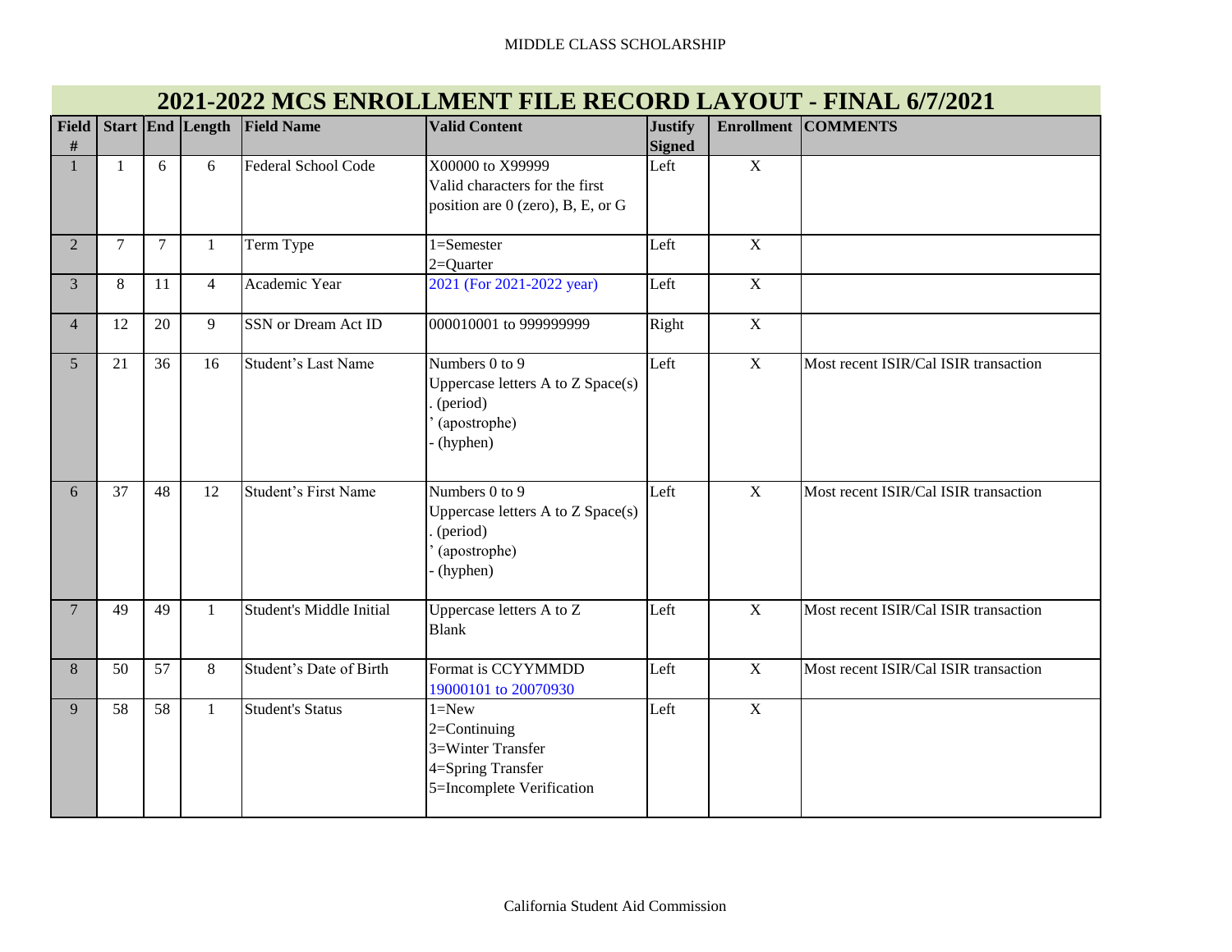# 2021-2022 MCS ENROLLMENT FILE RECORD LAYOUT - FINAL 6/7/2021

| Field # | Start | End | Length | Field Name | Valid Content | Justify Signed | Enrollment | COMMENTS |
|---|---|---|---|---|---|---|---|---|
| 1 | 1 | 6 | 6 | Federal School Code | X00000 to X99999<br>Valid characters for the first position are 0 (zero), B, E, or G | Left | X | |
| 2 | 7 | 7 | 1 | Term Type | 1=Semester<br>2=Quarter | Left | X | |
| 3 | 8 | 11 | 4 | Academic Year | 2021 (For 2021-2022 year) | Left | X | |
| 4 | 12 | 20 | 9 | SSN or Dream Act ID | 000010001 to 999999999 | Right | X | |
| 5 | 21 | 36 | 16 | Student's Last Name | Numbers 0 to 9<br>Uppercase letters A to Z Space(s)<br>. (period)<br>' (apostrophe)<br>- (hyphen) | Left | X | Most recent ISIR/Cal ISIR transaction |
| 6 | 37 | 48 | 12 | Student's First Name | Numbers 0 to 9<br>Uppercase letters A to Z Space(s)<br>. (period)<br>' (apostrophe)<br>- (hyphen) | Left | X | Most recent ISIR/Cal ISIR transaction |
| 7 | 49 | 49 | 1 | Student's Middle Initial | Uppercase letters A to Z<br>Blank | Left | X | Most recent ISIR/Cal ISIR transaction |
| 8 | 50 | 57 | 8 | Student's Date of Birth | Format is CCYYMMDD<br>19000101 to 20070930 | Left | X | Most recent ISIR/Cal ISIR transaction |
| 9 | 58 | 58 | 1 | Student's Status | 1=New<br>2=Continuing<br>3=Winter Transfer<br>4=Spring Transfer<br>5=Incomplete Verification | Left | X | |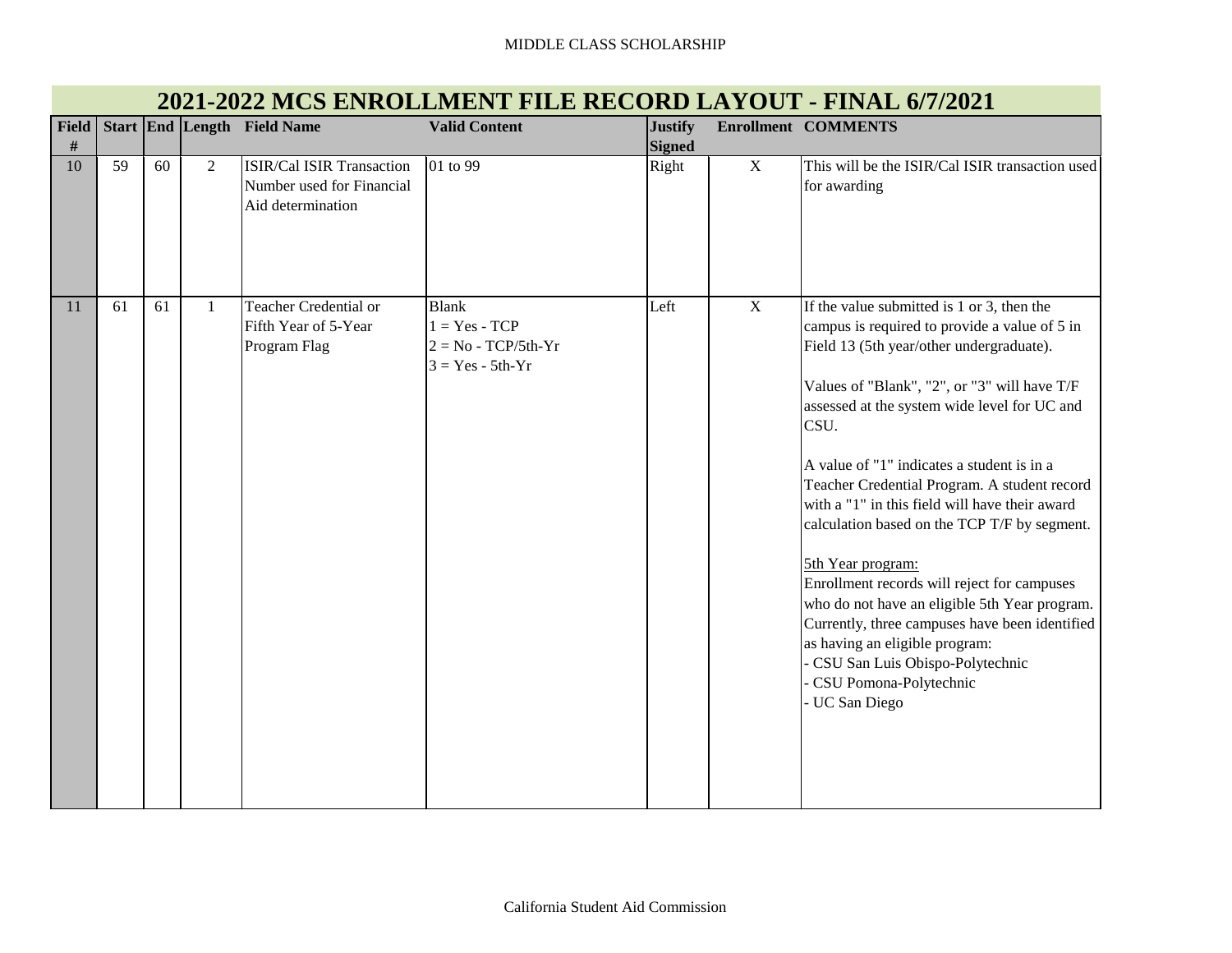## 2021-2022 MCS ENROLLMENT FILE RECORD LAYOUT - FINAL 6/7/2021

| Field # | Start | End | Length | Field Name | Valid Content | Justify Signed | Enrollment | COMMENTS |
|---|---|---|---|---|---|---|---|---|
| 10 | 59 | 60 | 2 | ISIR/Cal ISIR Transaction Number used for Financial Aid determination | 01 to 99 | Right | X | This will be the ISIR/Cal ISIR transaction used for awarding |
| 11 | 61 | 61 | 1 | Teacher Credential or Fifth Year of 5-Year Program Flag | Blank<br>1 = Yes - TCP<br>2 = No - TCP/5th-Yr<br>3 = Yes - 5th-Yr | Left | X | If the value submitted is 1 or 3, then the campus is required to provide a value of 5 in Field 13 (5th year/other undergraduate).<br><br>Values of "Blank", "2", or "3" will have T/F assessed at the system wide level for UC and CSU.<br><br>A value of "1" indicates a student is in a Teacher Credential Program. A student record with a "1" in this field will have their award calculation based on the TCP T/F by segment.<br><br>5th Year program:<br>Enrollment records will reject for campuses who do not have an eligible 5th Year program. Currently, three campuses have been identified as having an eligible program:<br>- CSU San Luis Obispo-Polytechnic<br>- CSU Pomona-Polytechnic<br>- UC San Diego |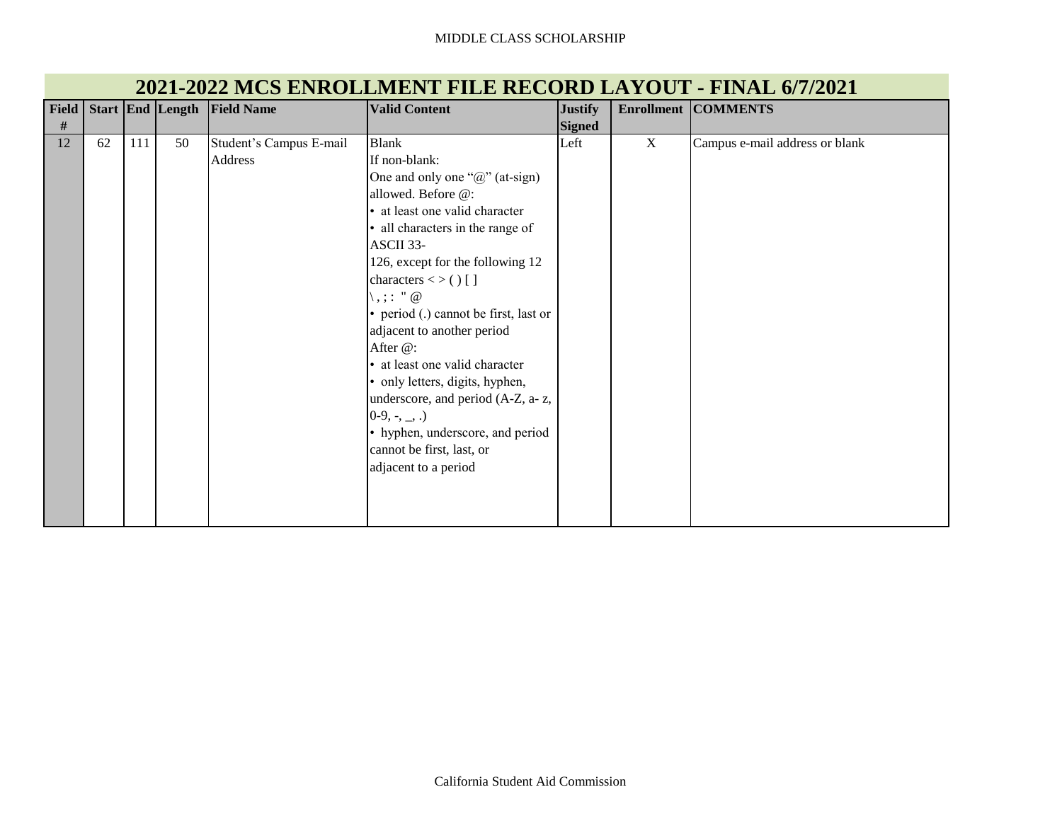## 2021-2022 MCS ENROLLMENT FILE RECORD LAYOUT - FINAL 6/7/2021

| Field # | Start | End | Length | Field Name | Valid Content | Justify Signed | Enrollment | COMMENTS |
|---|---|---|---|---|---|---|---|---|
| 12 | 62 | 111 | 50 | Student's Campus E-mail Address | Blank<br>If non-blank:<br>One and only one "@" (at-sign) allowed. Before @:<br>• at least one valid character<br>• all characters in the range of ASCII 33-126, except for the following 12 characters < > ( ) [ ] \ , ; : " @<br>• period (.) cannot be first, last or adjacent to another period<br>After @:<br>• at least one valid character<br>• only letters, digits, hyphen, underscore, and period (A-Z, a- z, 0-9, -, _, .)<br>• hyphen, underscore, and period cannot be first, last, or adjacent to a period | Left | X | Campus e-mail address or blank |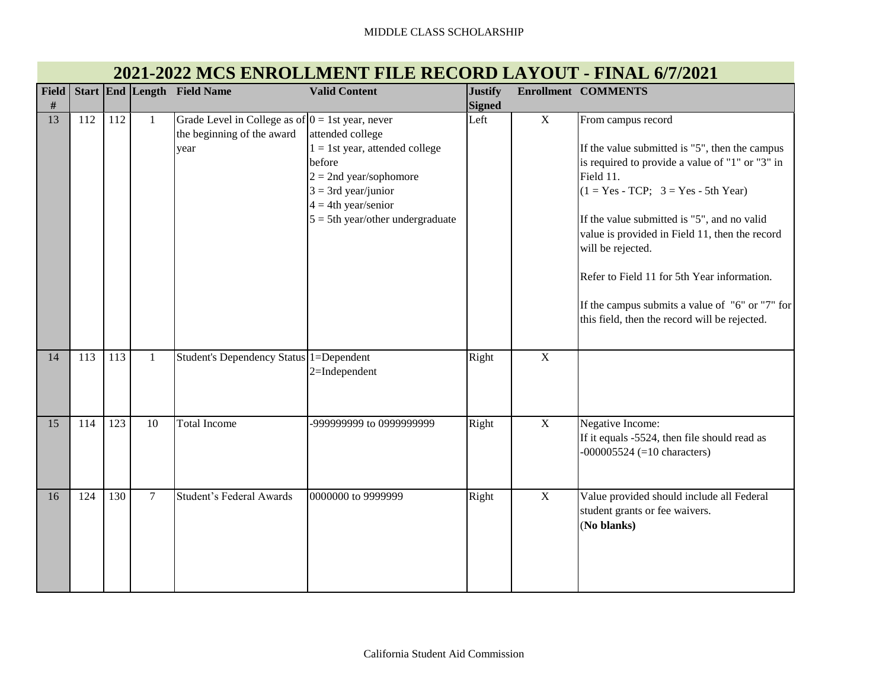## 2021-2022 MCS ENROLLMENT FILE RECORD LAYOUT - FINAL 6/7/2021

| Field # | Start | End | Length | Field Name | Valid Content | Justify Signed | Enrollment | COMMENTS |
|---|---|---|---|---|---|---|---|---|
| 13 | 112 | 112 | 1 | Grade Level in College as of the beginning of the award year | 0 = 1st year, never attended college<br>1 = 1st year, attended college before<br>2 = 2nd year/sophomore<br>3 = 3rd year/junior<br>4 = 4th year/senior<br>5 = 5th year/other undergraduate | Left | X | From campus record<br><br>If the value submitted is "5", then the campus is required to provide a value of "1" or "3" in Field 11.<br>(1 = Yes - TCP; 3 = Yes - 5th Year)<br><br>If the value submitted is "5", and no valid value is provided in Field 11, then the record will be rejected.<br><br>Refer to Field 11 for 5th Year information.<br><br>If the campus submits a value of "6" or "7" for this field, then the record will be rejected. |
| 14 | 113 | 113 | 1 | Student's Dependency Status | 1=Dependent<br>2=Independent | Right | X | |
| 15 | 114 | 123 | 10 | Total Income | -999999999 to 0999999999 | Right | X | Negative Income:<br>If it equals -5524, then file should read as -000005524 (=10 characters) |
| 16 | 124 | 130 | 7 | Student's Federal Awards | 0000000 to 9999999 | Right | X | Value provided should include all Federal student grants or fee waivers.<br>(**No blanks)** |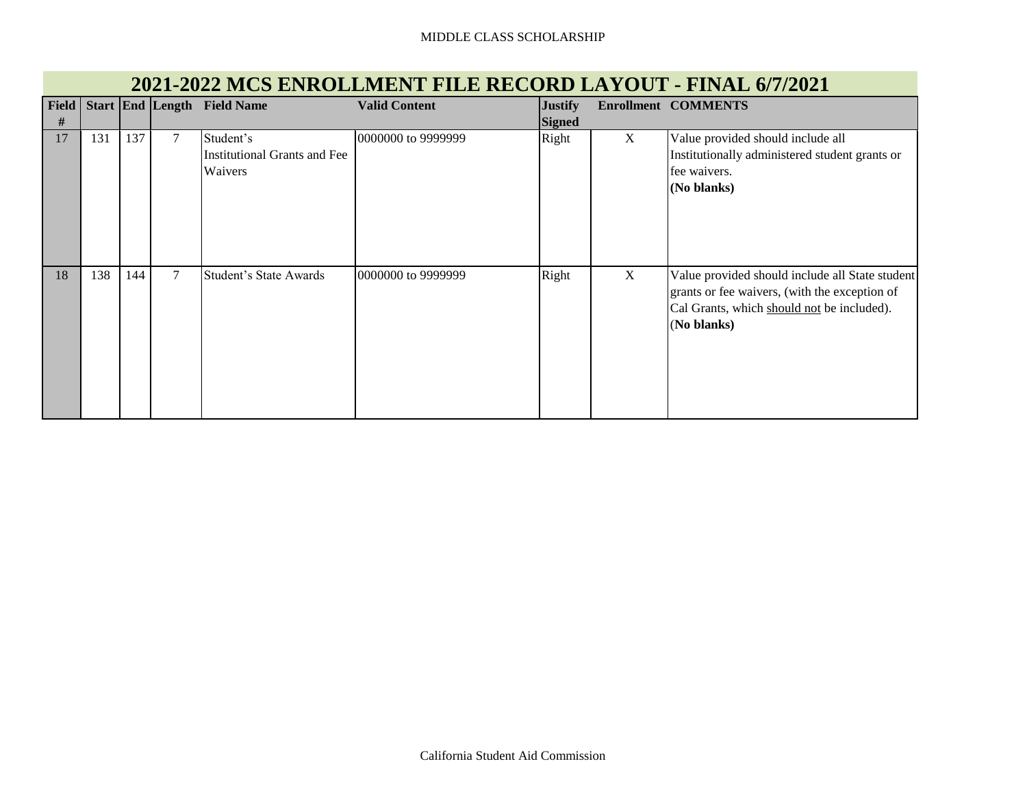## 2021-2022 MCS ENROLLMENT FILE RECORD LAYOUT - FINAL 6/7/2021

| Field # | Start | End | Length | Field Name | Valid Content | Justify Signed | Enrollment | COMMENTS |
|---|---|---|---|---|---|---|---|---|
| 17 | 131 | 137 | 7 | Student's Institutional Grants and Fee Waivers | 0000000 to 9999999 | Right | X | Value provided should include all Institutionally administered student grants or fee waivers. **(No blanks)** |
| 18 | 138 | 144 | 7 | Student's State Awards | 0000000 to 9999999 | Right | X | Value provided should include all State student grants or fee waivers, (with the exception of Cal Grants, which should not be included). **(No blanks)** |